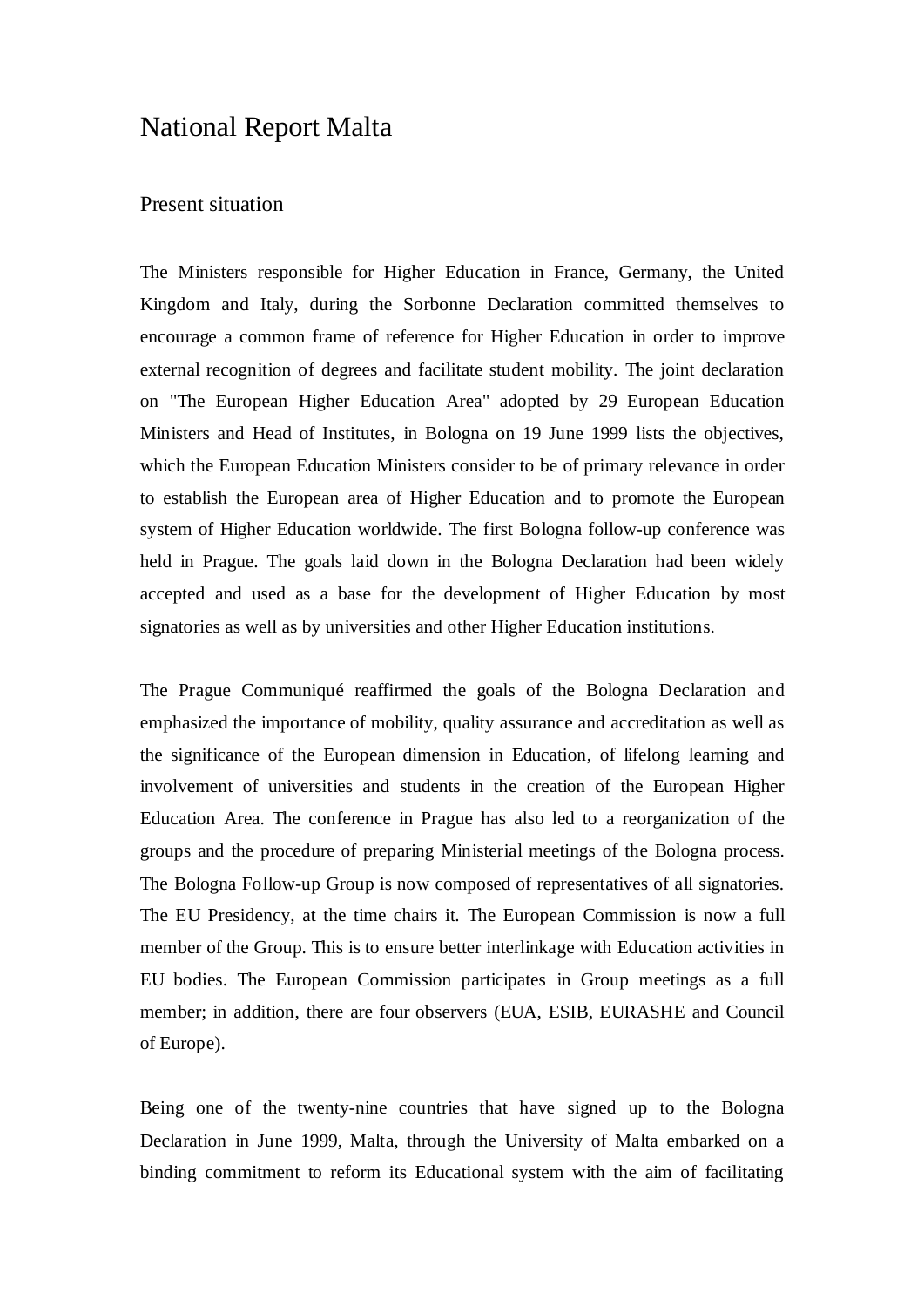# National Report Malta

## Present situation

The Ministers responsible for Higher Education in France, Germany, the United Kingdom and Italy, during the Sorbonne Declaration committed themselves to encourage a common frame of reference for Higher Education in order to improve external recognition of degrees and facilitate student mobility. The joint declaration on "The European Higher Education Area" adopted by 29 European Education Ministers and Head of Institutes, in Bologna on 19 June 1999 lists the objectives, which the European Education Ministers consider to be of primary relevance in order to establish the European area of Higher Education and to promote the European system of Higher Education worldwide. The first Bologna follow-up conference was held in Prague. The goals laid down in the Bologna Declaration had been widely accepted and used as a base for the development of Higher Education by most signatories as well as by universities and other Higher Education institutions.

The Prague Communiqué reaffirmed the goals of the Bologna Declaration and emphasized the importance of mobility, quality assurance and accreditation as well as the significance of the European dimension in Education, of lifelong learning and involvement of universities and students in the creation of the European Higher Education Area. The conference in Prague has also led to a reorganization of the groups and the procedure of preparing Ministerial meetings of the Bologna process. The Bologna Follow-up Group is now composed of representatives of all signatories. The EU Presidency, at the time chairs it. The European Commission is now a full member of the Group. This is to ensure better interlinkage with Education activities in EU bodies. The European Commission participates in Group meetings as a full member; in addition, there are four observers (EUA, ESIB, EURASHE and Council of Europe).

Being one of the twenty-nine countries that have signed up to the Bologna Declaration in June 1999, Malta, through the University of Malta embarked on a binding commitment to reform its Educational system with the aim of facilitating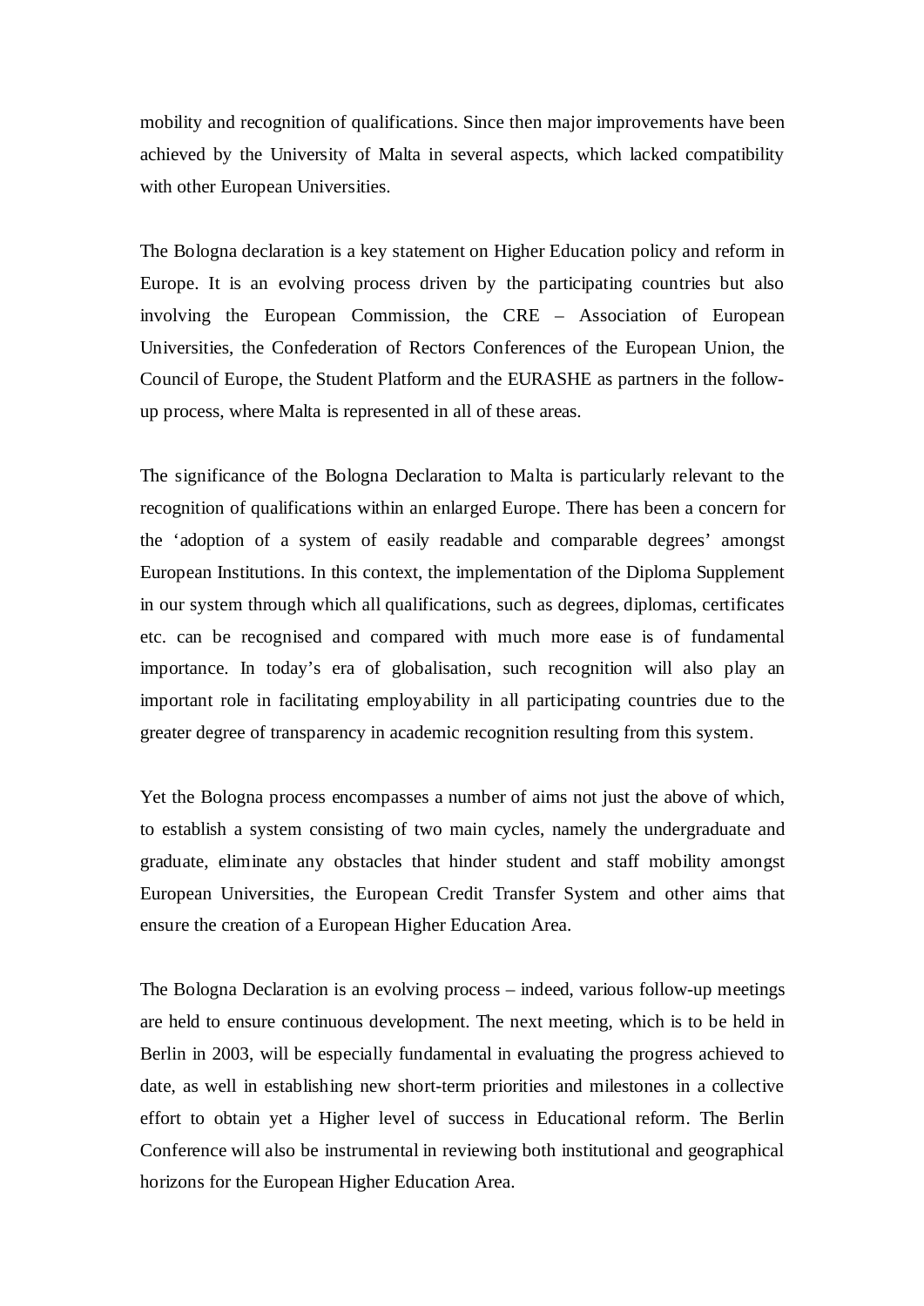mobility and recognition of qualifications. Since then major improvements have been achieved by the University of Malta in several aspects, which lacked compatibility with other European Universities.

The Bologna declaration is a key statement on Higher Education policy and reform in Europe. It is an evolving process driven by the participating countries but also involving the European Commission, the CRE – Association of European Universities, the Confederation of Rectors Conferences of the European Union, the Council of Europe, the Student Platform and the EURASHE as partners in the follow-up process, where Malta is represented in all of these areas.

The significance of the Bologna Declaration to Malta is particularly relevant to the recognition of qualifications within an enlarged Europe. There has been a concern for the 'adoption of a system of easily readable and comparable degrees' amongst European Institutions. In this context, the implementation of the Diploma Supplement in our system through which all qualifications, such as degrees, diplomas, certificates etc. can be recognised and compared with much more ease is of fundamental importance. In today's era of globalisation, such recognition will also play an important role in facilitating employability in all participating countries due to the greater degree of transparency in academic recognition resulting from this system.

Yet the Bologna process encompasses a number of aims not just the above of which, to establish a system consisting of two main cycles, namely the undergraduate and graduate, eliminate any obstacles that hinder student and staff mobility amongst European Universities, the European Credit Transfer System and other aims that ensure the creation of a European Higher Education Area.

The Bologna Declaration is an evolving process – indeed, various follow-up meetings are held to ensure continuous development. The next meeting, which is to be held in Berlin in 2003, will be especially fundamental in evaluating the progress achieved to date, as well in establishing new short-term priorities and milestones in a collective effort to obtain yet a Higher level of success in Educational reform. The Berlin Conference will also be instrumental in reviewing both institutional and geographical horizons for the European Higher Education Area.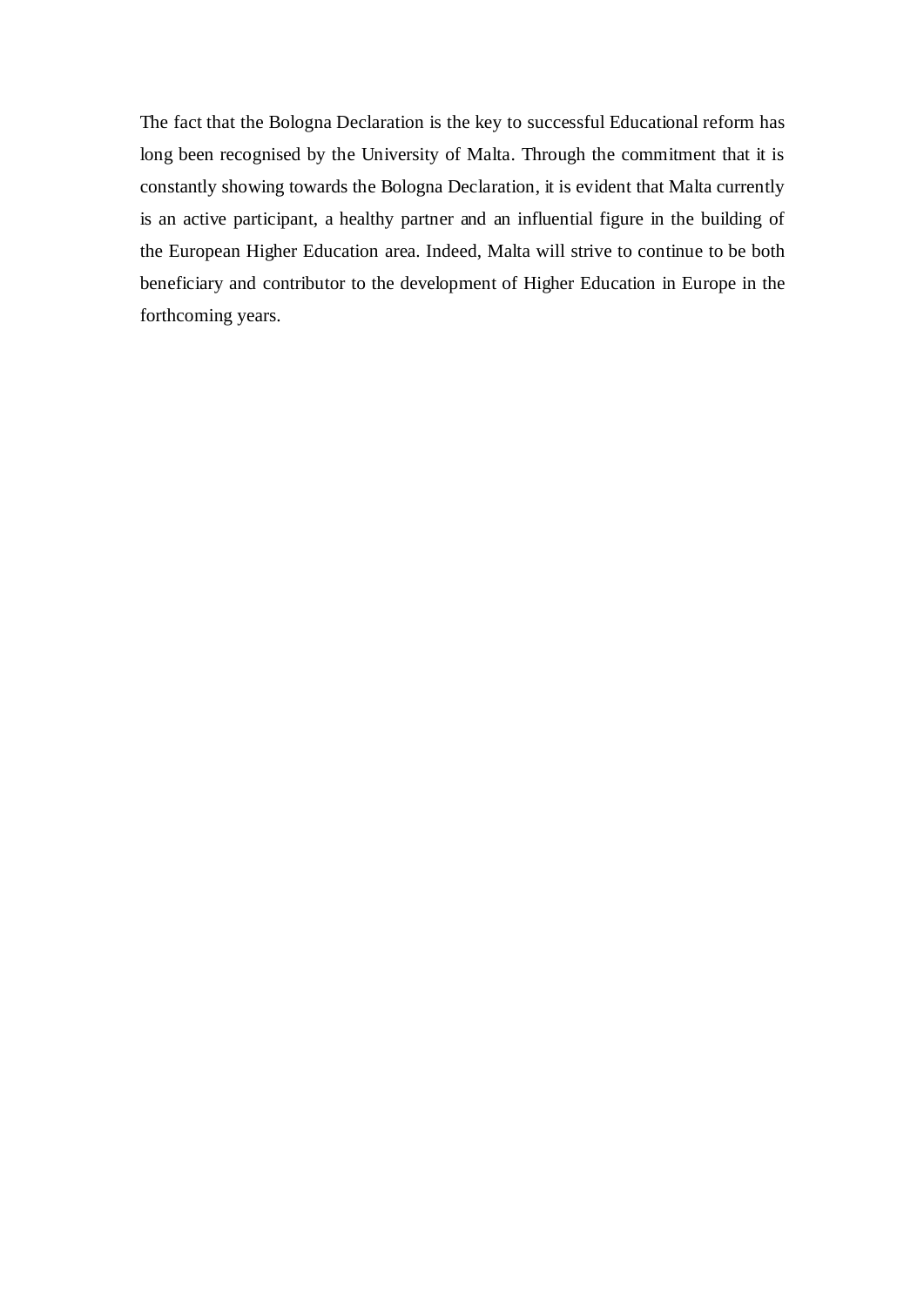The fact that the Bologna Declaration is the key to successful Educational reform has long been recognised by the University of Malta. Through the commitment that it is constantly showing towards the Bologna Declaration, it is evident that Malta currently is an active participant, a healthy partner and an influential figure in the building of the European Higher Education area. Indeed, Malta will strive to continue to be both beneficiary and contributor to the development of Higher Education in Europe in the forthcoming years.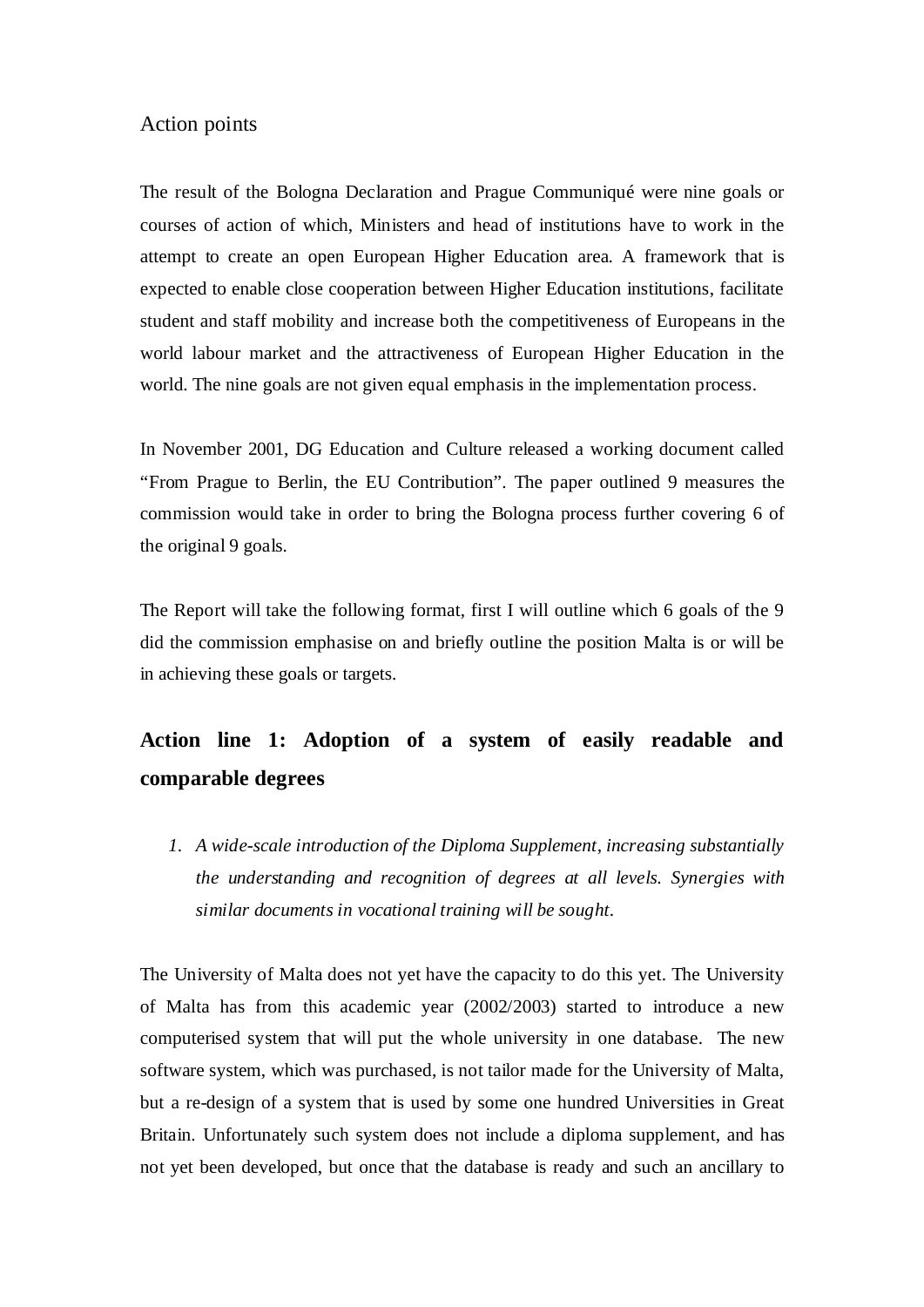Action points

The result of the Bologna Declaration and Prague Communiqué were nine goals or courses of action of which, Ministers and head of institutions have to work in the attempt to create an open European Higher Education area. A framework that is expected to enable close cooperation between Higher Education institutions, facilitate student and staff mobility and increase both the competitiveness of Europeans in the world labour market and the attractiveness of European Higher Education in the world. The nine goals are not given equal emphasis in the implementation process.

In November 2001, DG Education and Culture released a working document called "From Prague to Berlin, the EU Contribution". The paper outlined 9 measures the commission would take in order to bring the Bologna process further covering 6 of the original 9 goals.

The Report will take the following format, first I will outline which 6 goals of the 9 did the commission emphasise on and briefly outline the position Malta is or will be in achieving these goals or targets.

## Action line 1: Adoption of a system of easily readable and comparable degrees

1. *A wide-scale introduction of the Diploma Supplement, increasing substantially the understanding and recognition of degrees at all levels. Synergies with similar documents in vocational training will be sought.*

The University of Malta does not yet have the capacity to do this yet. The University of Malta has from this academic year (2002/2003) started to introduce a new computerised system that will put the whole university in one database. The new software system, which was purchased, is not tailor made for the University of Malta, but a re-design of a system that is used by some one hundred Universities in Great Britain. Unfortunately such system does not include a diploma supplement, and has not yet been developed, but once that the database is ready and such an ancillary to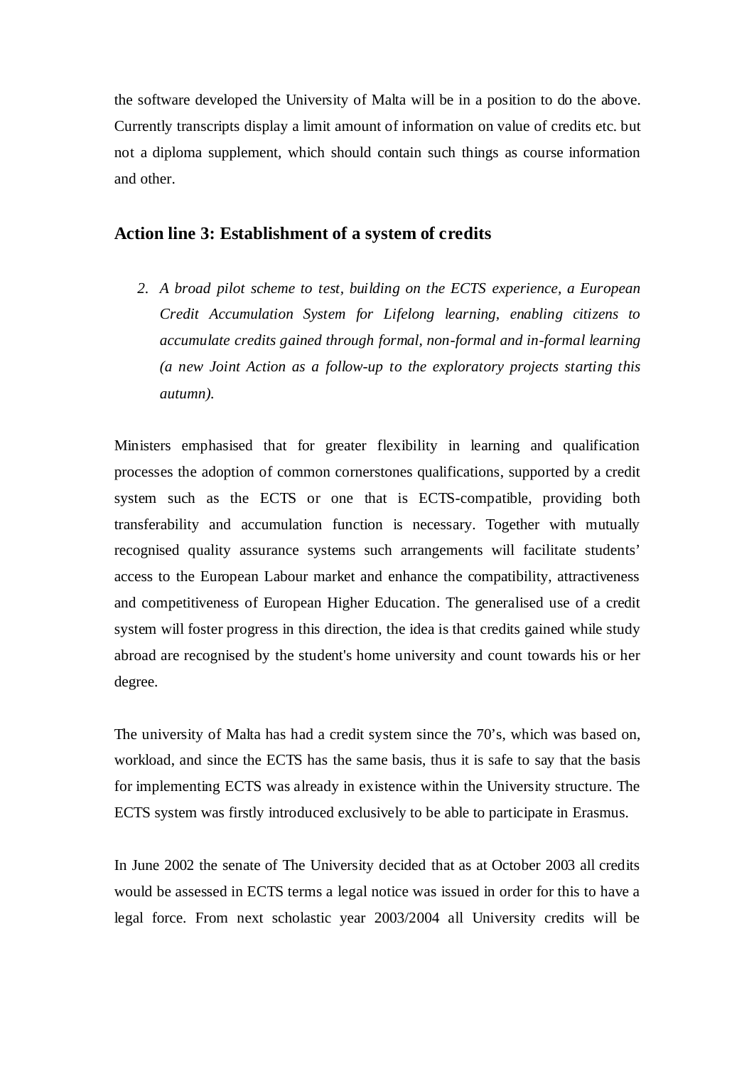the software developed the University of Malta will be in a position to do the above. Currently transcripts display a limit amount of information on value of credits etc. but not a diploma supplement, which should contain such things as course information and other.

## Action line 3: Establishment of a system of credits

2. *A broad pilot scheme to test, building on the ECTS experience, a European Credit Accumulation System for Lifelong learning, enabling citizens to accumulate credits gained through formal, non-formal and in-formal learning (a new Joint Action as a follow-up to the exploratory projects starting this autumn).*

Ministers emphasised that for greater flexibility in learning and qualification processes the adoption of common cornerstones qualifications, supported by a credit system such as the ECTS or one that is ECTS-compatible, providing both transferability and accumulation function is necessary. Together with mutually recognised quality assurance systems such arrangements will facilitate students' access to the European Labour market and enhance the compatibility, attractiveness and competitiveness of European Higher Education. The generalised use of a credit system will foster progress in this direction, the idea is that credits gained while study abroad are recognised by the student's home university and count towards his or her degree.

The university of Malta has had a credit system since the 70's, which was based on, workload, and since the ECTS has the same basis, thus it is safe to say that the basis for implementing ECTS was already in existence within the University structure. The ECTS system was firstly introduced exclusively to be able to participate in Erasmus.

In June 2002 the senate of The University decided that as at October 2003 all credits would be assessed in ECTS terms a legal notice was issued in order for this to have a legal force. From next scholastic year 2003/2004 all University credits will be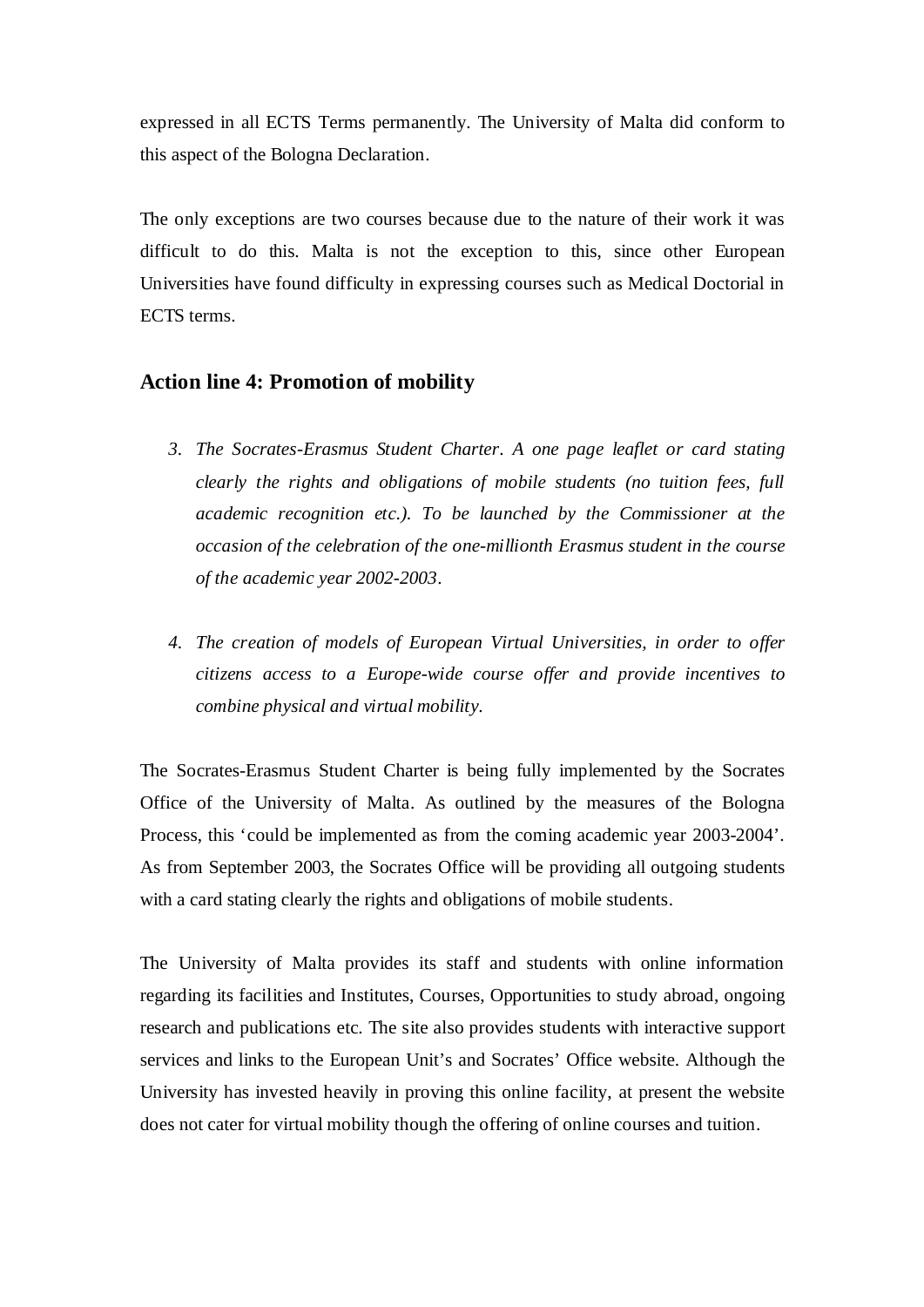expressed in all ECTS Terms permanently. The University of Malta did conform to this aspect of the Bologna Declaration.

The only exceptions are two courses because due to the nature of their work it was difficult to do this. Malta is not the exception to this, since other European Universities have found difficulty in expressing courses such as Medical Doctorial in ECTS terms.

### Action line 4: Promotion of mobility

3. *The Socrates-Erasmus Student Charter. A one page leaflet or card stating clearly the rights and obligations of mobile students (no tuition fees, full academic recognition etc.). To be launched by the Commissioner at the occasion of the celebration of the one-millionth Erasmus student in the course of the academic year 2002-2003.*

4. *The creation of models of European Virtual Universities, in order to offer citizens access to a Europe-wide course offer and provide incentives to combine physical and virtual mobility.*

The Socrates-Erasmus Student Charter is being fully implemented by the Socrates Office of the University of Malta. As outlined by the measures of the Bologna Process, this 'could be implemented as from the coming academic year 2003-2004'. As from September 2003, the Socrates Office will be providing all outgoing students with a card stating clearly the rights and obligations of mobile students.

The University of Malta provides its staff and students with online information regarding its facilities and Institutes, Courses, Opportunities to study abroad, ongoing research and publications etc. The site also provides students with interactive support services and links to the European Unit's and Socrates' Office website. Although the University has invested heavily in proving this online facility, at present the website does not cater for virtual mobility though the offering of online courses and tuition.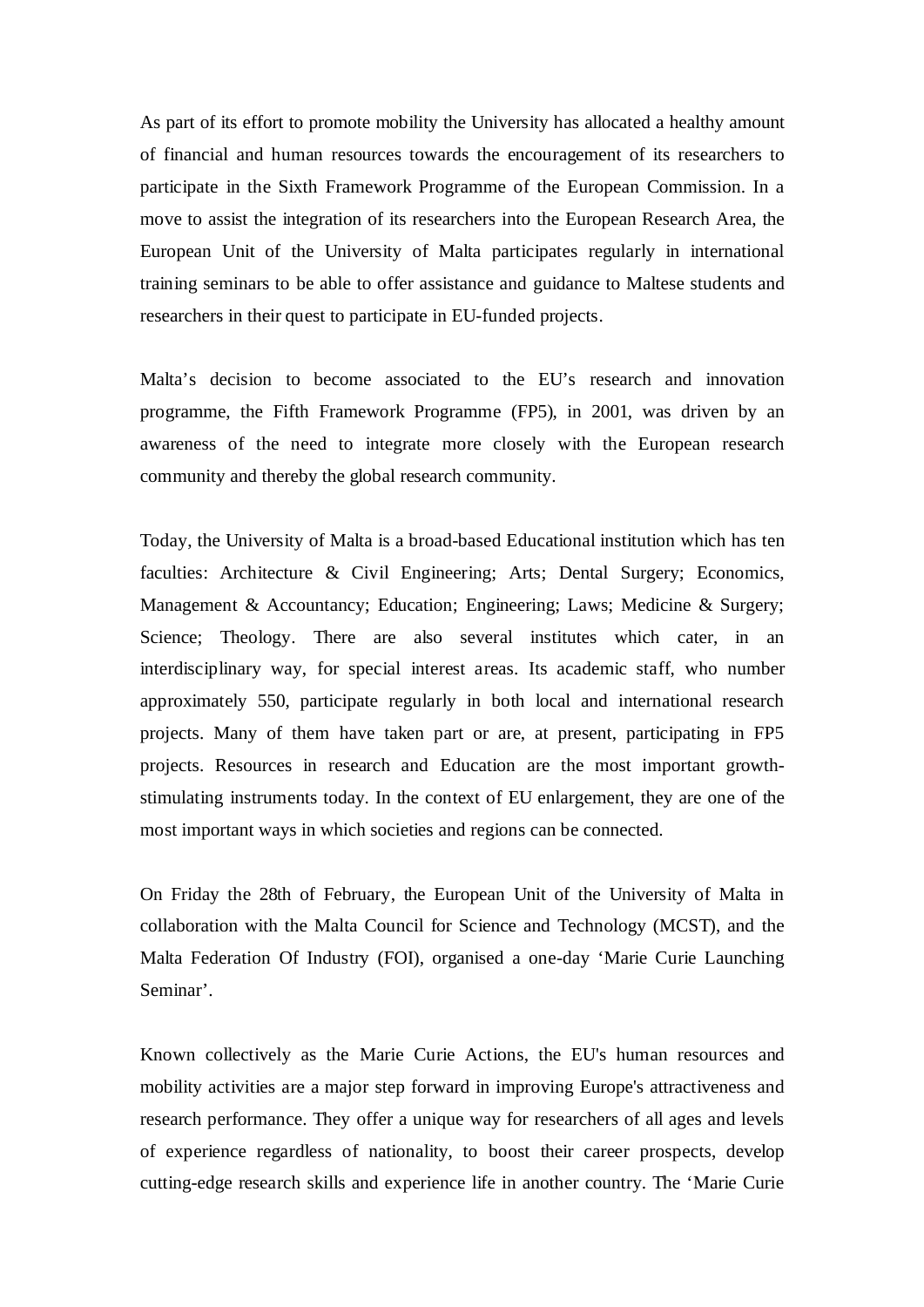As part of its effort to promote mobility the University has allocated a healthy amount of financial and human resources towards the encouragement of its researchers to participate in the Sixth Framework Programme of the European Commission. In a move to assist the integration of its researchers into the European Research Area, the European Unit of the University of Malta participates regularly in international training seminars to be able to offer assistance and guidance to Maltese students and researchers in their quest to participate in EU-funded projects.

Malta's decision to become associated to the EU's research and innovation programme, the Fifth Framework Programme (FP5), in 2001, was driven by an awareness of the need to integrate more closely with the European research community and thereby the global research community.

Today, the University of Malta is a broad-based Educational institution which has ten faculties: Architecture & Civil Engineering; Arts; Dental Surgery; Economics, Management & Accountancy; Education; Engineering; Laws; Medicine & Surgery; Science; Theology. There are also several institutes which cater, in an interdisciplinary way, for special interest areas. Its academic staff, who number approximately 550, participate regularly in both local and international research projects. Many of them have taken part or are, at present, participating in FP5 projects. Resources in research and Education are the most important growth-stimulating instruments today. In the context of EU enlargement, they are one of the most important ways in which societies and regions can be connected.

On Friday the 28th of February, the European Unit of the University of Malta in collaboration with the Malta Council for Science and Technology (MCST), and the Malta Federation Of Industry (FOI), organised a one-day 'Marie Curie Launching Seminar'.

Known collectively as the Marie Curie Actions, the EU's human resources and mobility activities are a major step forward in improving Europe's attractiveness and research performance. They offer a unique way for researchers of all ages and levels of experience regardless of nationality, to boost their career prospects, develop cutting-edge research skills and experience life in another country. The 'Marie Curie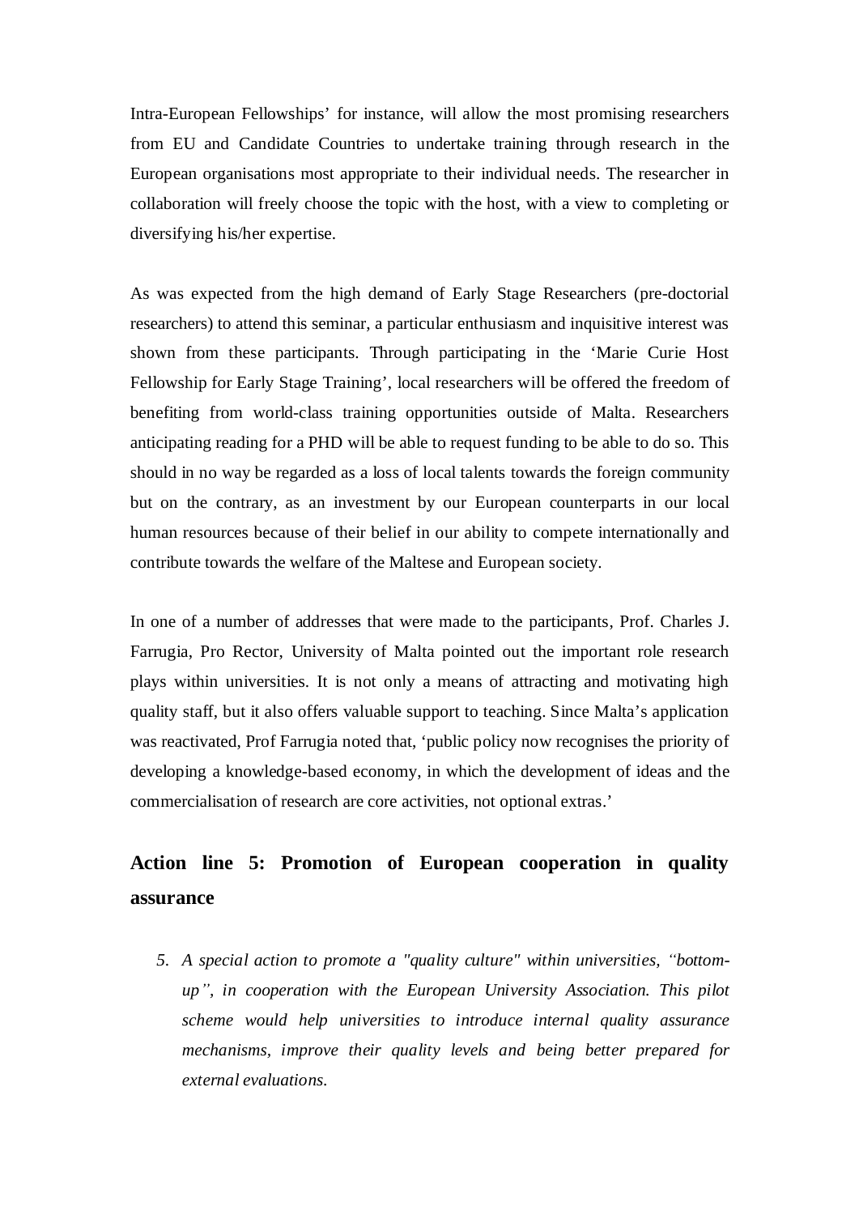Intra-European Fellowships' for instance, will allow the most promising researchers from EU and Candidate Countries to undertake training through research in the European organisations most appropriate to their individual needs. The researcher in collaboration will freely choose the topic with the host, with a view to completing or diversifying his/her expertise.

As was expected from the high demand of Early Stage Researchers (pre-doctorial researchers) to attend this seminar, a particular enthusiasm and inquisitive interest was shown from these participants. Through participating in the 'Marie Curie Host Fellowship for Early Stage Training', local researchers will be offered the freedom of benefiting from world-class training opportunities outside of Malta. Researchers anticipating reading for a PHD will be able to request funding to be able to do so. This should in no way be regarded as a loss of local talents towards the foreign community but on the contrary, as an investment by our European counterparts in our local human resources because of their belief in our ability to compete internationally and contribute towards the welfare of the Maltese and European society.

In one of a number of addresses that were made to the participants, Prof. Charles J. Farrugia, Pro Rector, University of Malta pointed out the important role research plays within universities. It is not only a means of attracting and motivating high quality staff, but it also offers valuable support to teaching. Since Malta's application was reactivated, Prof Farrugia noted that, 'public policy now recognises the priority of developing a knowledge-based economy, in which the development of ideas and the commercialisation of research are core activities, not optional extras.'

## Action line 5: Promotion of European cooperation in quality assurance

5. *A special action to promote a "quality culture" within universities, "bottom-up", in cooperation with the European University Association. This pilot scheme would help universities to introduce internal quality assurance mechanisms, improve their quality levels and being better prepared for external evaluations.*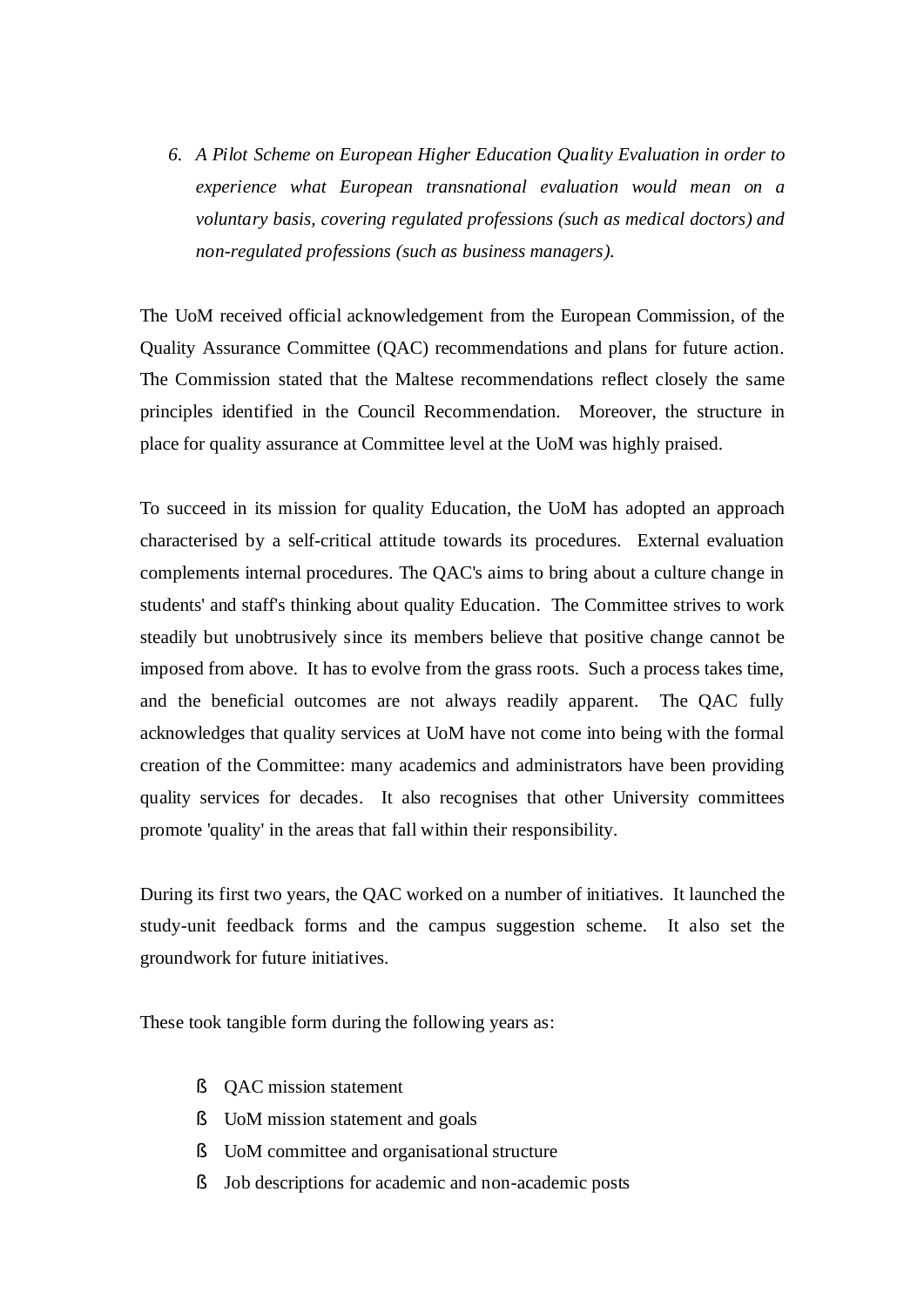6. *A Pilot Scheme on European Higher Education Quality Evaluation in order to experience what European transnational evaluation would mean on a voluntary basis, covering regulated professions (such as medical doctors) and non-regulated professions (such as business managers).*

The UoM received official acknowledgement from the European Commission, of the Quality Assurance Committee (QAC) recommendations and plans for future action. The Commission stated that the Maltese recommendations reflect closely the same principles identified in the Council Recommendation. Moreover, the structure in place for quality assurance at Committee level at the UoM was highly praised.

To succeed in its mission for quality Education, the UoM has adopted an approach characterised by a self-critical attitude towards its procedures. External evaluation complements internal procedures. The QAC's aims to bring about a culture change in students' and staff's thinking about quality Education. The Committee strives to work steadily but unobtrusively since its members believe that positive change cannot be imposed from above. It has to evolve from the grass roots. Such a process takes time, and the beneficial outcomes are not always readily apparent. The QAC fully acknowledges that quality services at UoM have not come into being with the formal creation of the Committee: many academics and administrators have been providing quality services for decades. It also recognises that other University committees promote 'quality' in the areas that fall within their responsibility.

During its first two years, the QAC worked on a number of initiatives. It launched the study-unit feedback forms and the campus suggestion scheme. It also set the groundwork for future initiatives.

These took tangible form during the following years as:

- QAC mission statement
- UoM mission statement and goals
- UoM committee and organisational structure
- Job descriptions for academic and non-academic posts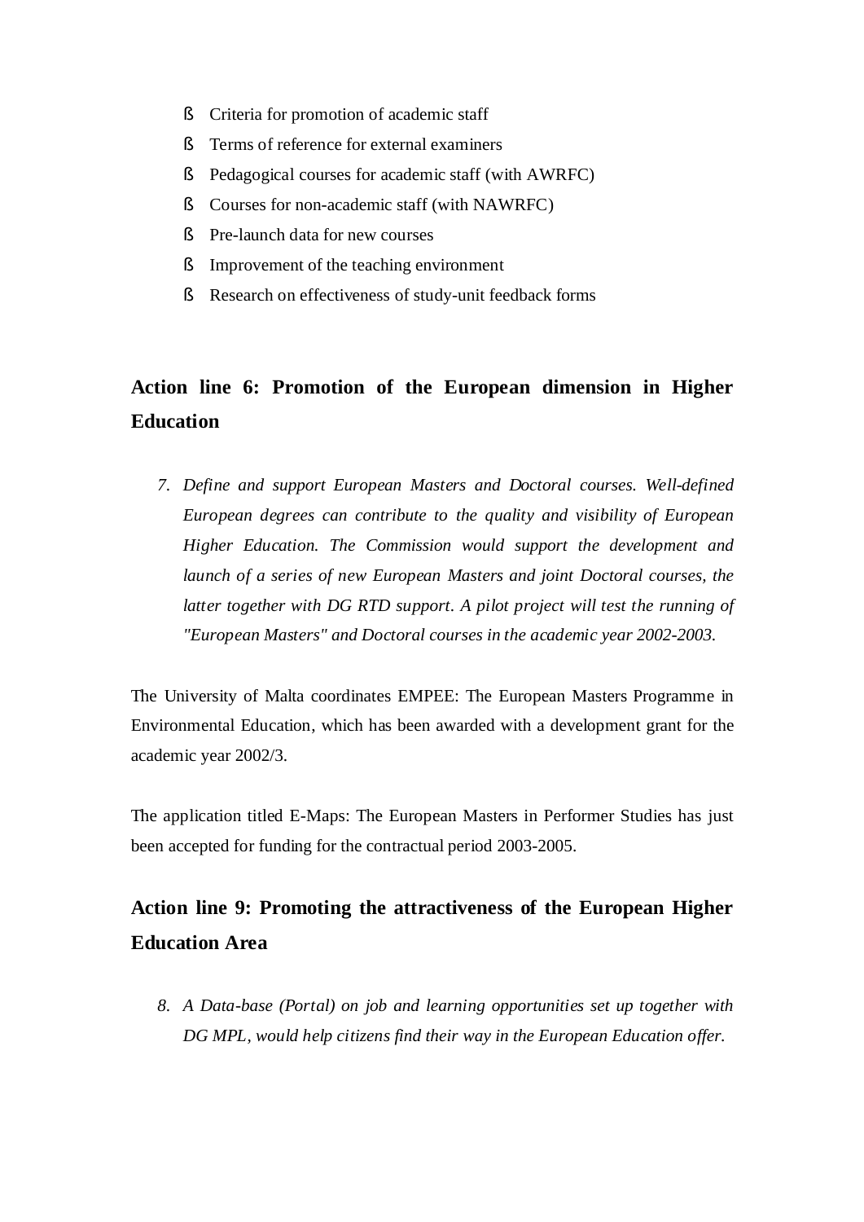- Criteria for promotion of academic staff
- Terms of reference for external examiners
- Pedagogical courses for academic staff (with AWRFC)
- Courses for non-academic staff (with NAWRFC)
- Pre-launch data for new courses
- Improvement of the teaching environment
- Research on effectiveness of study-unit feedback forms

## Action line 6: Promotion of the European dimension in Higher Education

7. *Define and support European Masters and Doctoral courses. Well-defined European degrees can contribute to the quality and visibility of European Higher Education. The Commission would support the development and launch of a series of new European Masters and joint Doctoral courses, the latter together with DG RTD support. A pilot project will test the running of "European Masters" and Doctoral courses in the academic year 2002-2003.*

The University of Malta coordinates EMPEE: The European Masters Programme in Environmental Education, which has been awarded with a development grant for the academic year 2002/3.

The application titled E-Maps: The European Masters in Performer Studies has just been accepted for funding for the contractual period 2003-2005.

## Action line 9: Promoting the attractiveness of the European Higher Education Area

8. *A Data-base (Portal) on job and learning opportunities set up together with DG MPL, would help citizens find their way in the European Education offer.*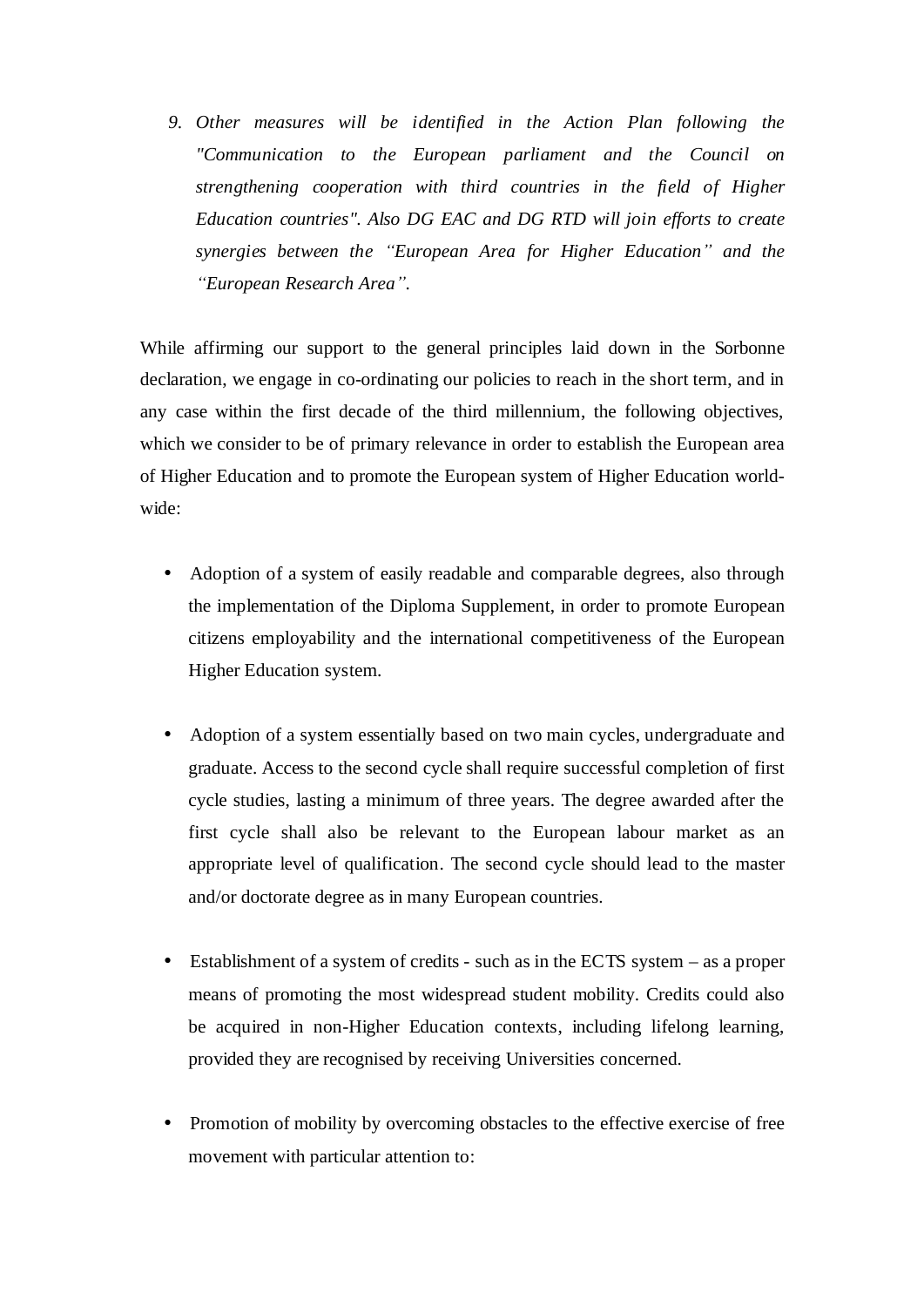9. *Other measures will be identified in the Action Plan following the "Communication to the European parliament and the Council on strengthening cooperation with third countries in the field of Higher Education countries". Also DG EAC and DG RTD will join efforts to create synergies between the "European Area for Higher Education" and the "European Research Area".*

While affirming our support to the general principles laid down in the Sorbonne declaration, we engage in co-ordinating our policies to reach in the short term, and in any case within the first decade of the third millennium, the following objectives, which we consider to be of primary relevance in order to establish the European area of Higher Education and to promote the European system of Higher Education world-wide:

- Adoption of a system of easily readable and comparable degrees, also through the implementation of the Diploma Supplement, in order to promote European citizens employability and the international competitiveness of the European Higher Education system.

- Adoption of a system essentially based on two main cycles, undergraduate and graduate. Access to the second cycle shall require successful completion of first cycle studies, lasting a minimum of three years. The degree awarded after the first cycle shall also be relevant to the European labour market as an appropriate level of qualification. The second cycle should lead to the master and/or doctorate degree as in many European countries.

- Establishment of a system of credits - such as in the ECTS system – as a proper means of promoting the most widespread student mobility. Credits could also be acquired in non-Higher Education contexts, including lifelong learning, provided they are recognised by receiving Universities concerned.

- Promotion of mobility by overcoming obstacles to the effective exercise of free movement with particular attention to: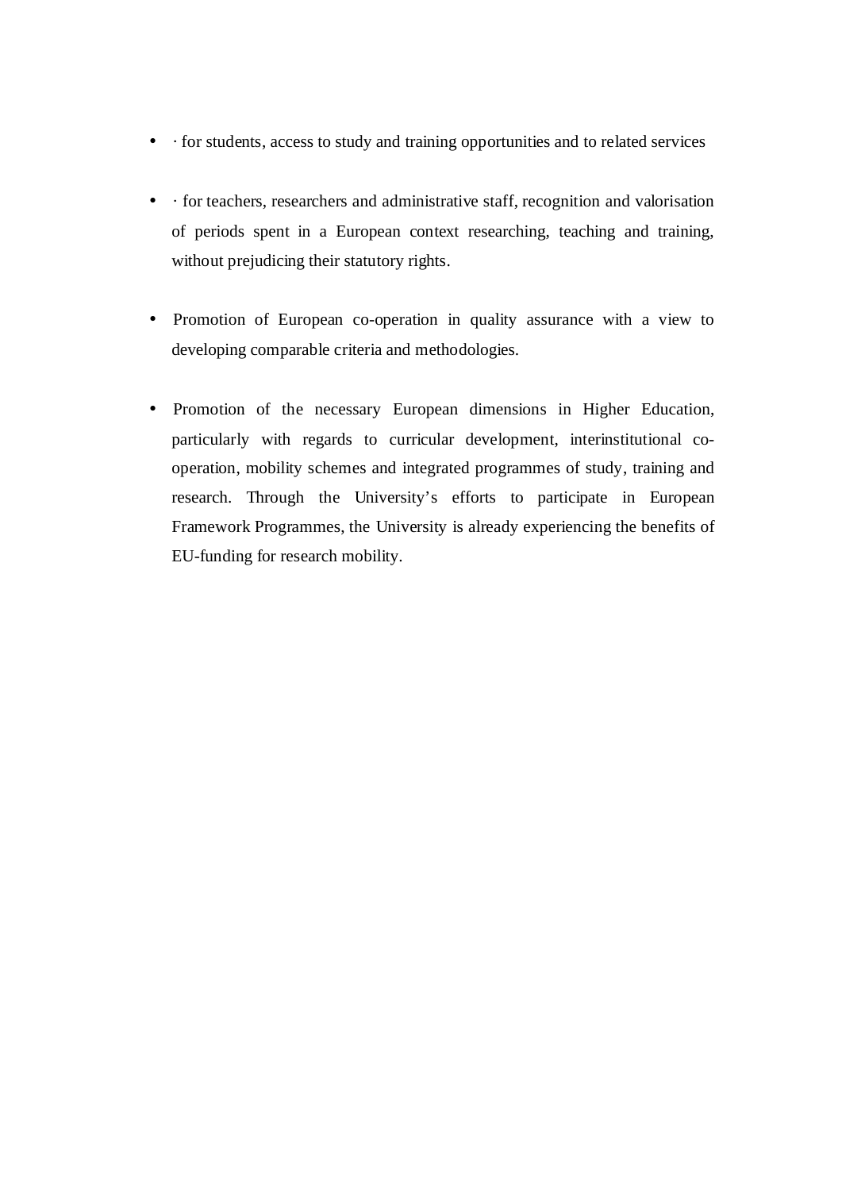- · for students, access to study and training opportunities and to related services

- · for teachers, researchers and administrative staff, recognition and valorisation of periods spent in a European context researching, teaching and training, without prejudicing their statutory rights.

- Promotion of European co-operation in quality assurance with a view to developing comparable criteria and methodologies.

- Promotion of the necessary European dimensions in Higher Education, particularly with regards to curricular development, interinstitutional co-operation, mobility schemes and integrated programmes of study, training and research. Through the University's efforts to participate in European Framework Programmes, the University is already experiencing the benefits of EU-funding for research mobility.